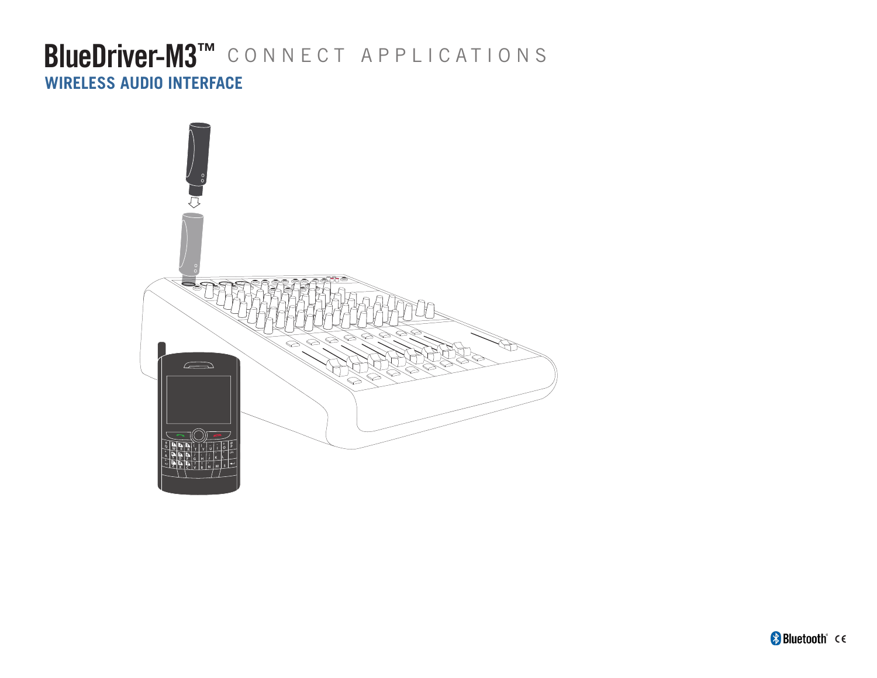# BlueDriver-M3™ CONNECT APPLICATIONS

## WIRELESS AUDIO INTERFACE

Bluetooth® CE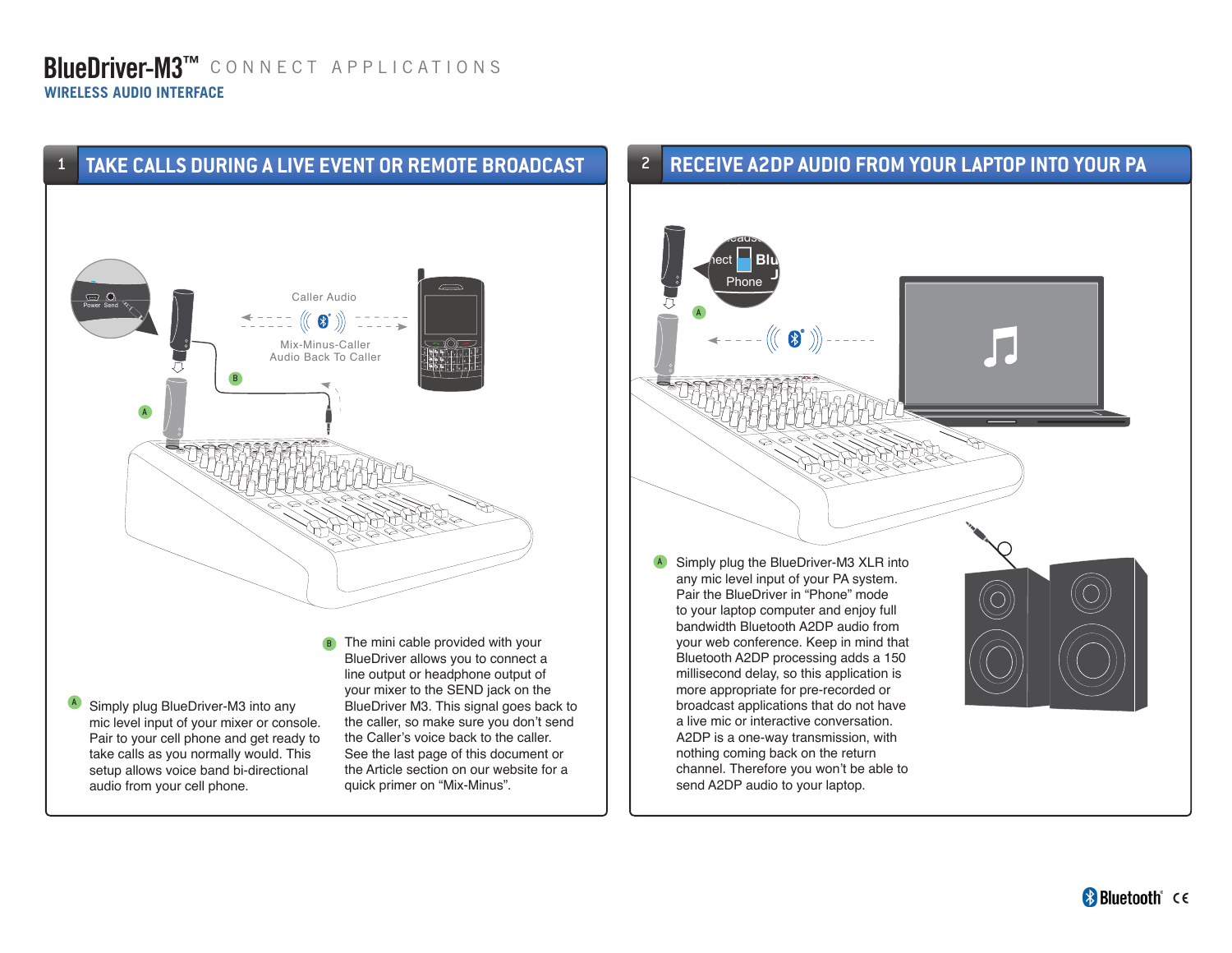# BlueDriver-M3™ CONNECT APPLICATIONS

**WIRELESS AUDIO INTERFACE**

## 1 TAKE CALLS DURING A LIVE EVENT OR REMOTE BROADCAST

Caller Audio

Mix-Minus-Caller Audio Back To Caller

**A** Simply plug BlueDriver-M3 into any mic level input of your mixer or console. Pair to your cell phone and get ready to take calls as you normally would. This setup allows voice band bi-directional audio from your cell phone.

**B** The mini cable provided with your BlueDriver allows you to connect a line output or headphone output of your mixer to the SEND jack on the BlueDriver M3. This signal goes back to the caller, so make sure you don't send the Caller's voice back to the caller. See the last page of this document or the Article section on our website for a quick primer on "Mix-Minus".

## 2 RECEIVE A2DP AUDIO FROM YOUR LAPTOP INTO YOUR PA

**A** Simply plug the BlueDriver-M3 XLR into any mic level input of your PA system. Pair the BlueDriver in "Phone" mode to your laptop computer and enjoy full bandwidth Bluetooth A2DP audio from your web conference. Keep in mind that Bluetooth A2DP processing adds a 150 millisecond delay, so this application is more appropriate for pre-recorded or broadcast applications that do not have a live mic or interactive conversation. A2DP is a one-way transmission, with nothing coming back on the return channel. Therefore you won't be able to send A2DP audio to your laptop.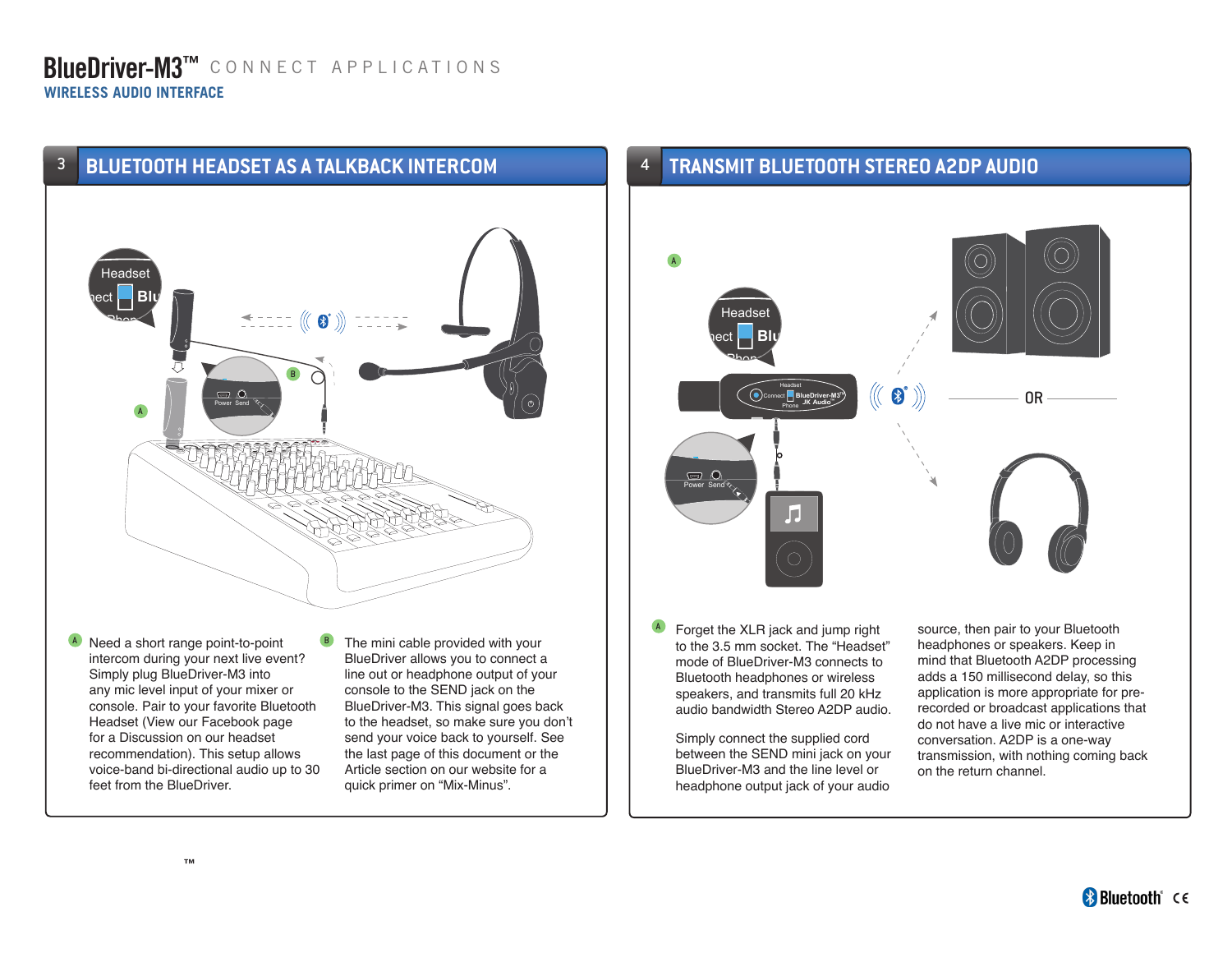# BlueDriver-M3™ CONNECT APPLICATIONS

**WIRELESS AUDIO INTERFACE**

## 3 BLUETOOTH HEADSET AS A TALKBACK INTERCOM

**A** Need a short range point-to-point intercom during your next live event? Simply plug BlueDriver-M3 into any mic level input of your mixer or console. Pair to your favorite Bluetooth Headset (View our Facebook page for a Discussion on our headset recommendation). This setup allows voice-band bi-directional audio up to 30 feet from the BlueDriver.

**B** The mini cable provided with your BlueDriver allows you to connect a line out or headphone output of your console to the SEND jack on the BlueDriver-M3. This signal goes back to the headset, so make sure you don't send your voice back to yourself. See the last page of this document or the Article section on our website for a quick primer on "Mix-Minus".

## 4 TRANSMIT BLUETOOTH STEREO A2DP AUDIO

**A** Forget the XLR jack and jump right to the 3.5 mm socket. The "Headset" mode of BlueDriver-M3 connects to Bluetooth headphones or wireless speakers, and transmits full 20 kHz audio bandwidth Stereo A2DP audio.

Simply connect the supplied cord between the SEND mini jack on your BlueDriver-M3 and the line level or headphone output jack of your audio source, then pair to your Bluetooth headphones or speakers. Keep in mind that Bluetooth A2DP processing adds a 150 millisecond delay, so this application is more appropriate for pre-recorded or broadcast applications that do not have a live mic or interactive conversation. A2DP is a one-way transmission, with nothing coming back on the return channel.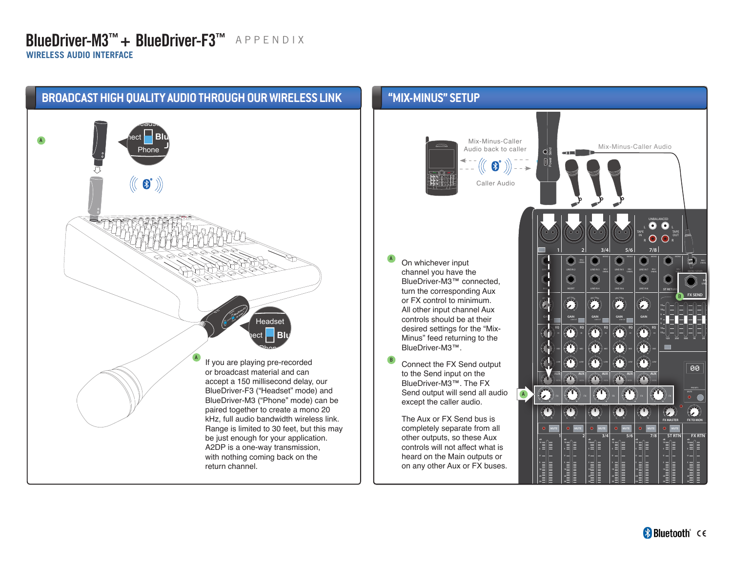# BlueDriver-M3™ + BlueDriver-F3™ APPENDIX

**WIRELESS AUDIO INTERFACE**

## BROADCAST HIGH QUALITY AUDIO THROUGH OUR WIRELESS LINK

A

If you are playing pre-recorded or broadcast material and can accept a 150 millisecond delay, our BlueDriver-F3 ("Headset" mode) and BlueDriver-M3 ("Phone" mode) can be paired together to create a mono 20 kHz, full audio bandwidth wireless link. Range is limited to 30 feet, but this may be just enough for your application. A2DP is a one-way transmission, with nothing coming back on the return channel.

## "MIX-MINUS" SETUP

Mix-Minus-Caller Audio back to caller

Caller Audio

Mix-Minus-Caller Audio

**A** On whichever input channel you have the BlueDriver-M3™ connected, turn the corresponding Aux or FX control to minimum. All other input channel Aux controls should be at their desired settings for the "Mix-Minus" feed returning to the BlueDriver-M3™.

**B** Connect the FX Send output to the Send input on the BlueDriver-M3™. The FX Send output will send all audio except the caller audio.

The Aux or FX Send bus is completely separate from all other outputs, so these Aux controls will not affect what is heard on the Main outputs or on any other Aux or FX buses.